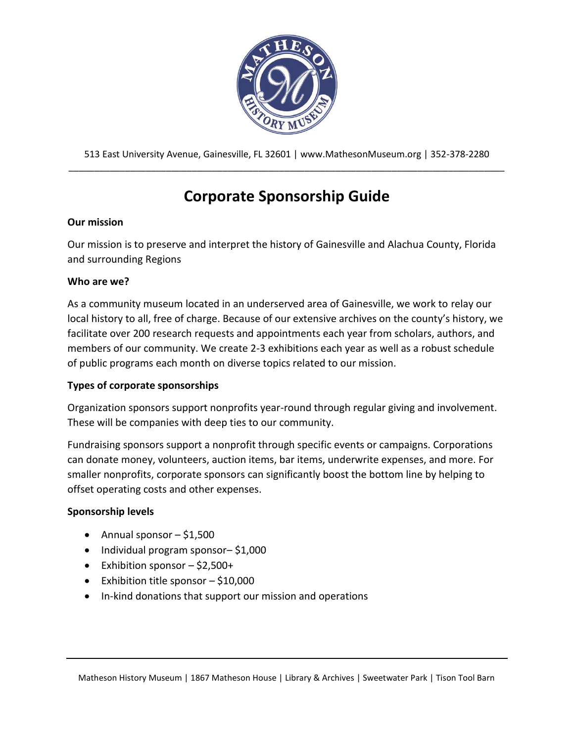513 East University Avenue, Gainesville, FL 32601 | www.MathesonMuseum.org | 352-378-2280

# Corporate Sponsorship Guide

**Our mission**

Our mission is to preserve and interpret the history of Gainesville and Alachua County, Florida and surrounding Regions

**Who are we?**

As a community museum located in an underserved area of Gainesville, we work to relay our local history to all, free of charge. Because of our extensive archives on the county's history, we facilitate over 200 research requests and appointments each year from scholars, authors, and members of our community. We create 2-3 exhibitions each year as well as a robust schedule of public programs each month on diverse topics related to our mission.

**Types of corporate sponsorships**

Organization sponsors support nonprofits year-round through regular giving and involvement. These will be companies with deep ties to our community.

Fundraising sponsors support a nonprofit through specific events or campaigns. Corporations can donate money, volunteers, auction items, bar items, underwrite expenses, and more. For smaller nonprofits, corporate sponsors can significantly boost the bottom line by helping to offset operating costs and other expenses.

**Sponsorship levels**

- Annual sponsor – $1,500
- Individual program sponsor– $1,000
- Exhibition sponsor – $2,500+
- Exhibition title sponsor – $10,000
- In-kind donations that support our mission and operations

Matheson History Museum | 1867 Matheson House | Library & Archives | Sweetwater Park | Tison Tool Barn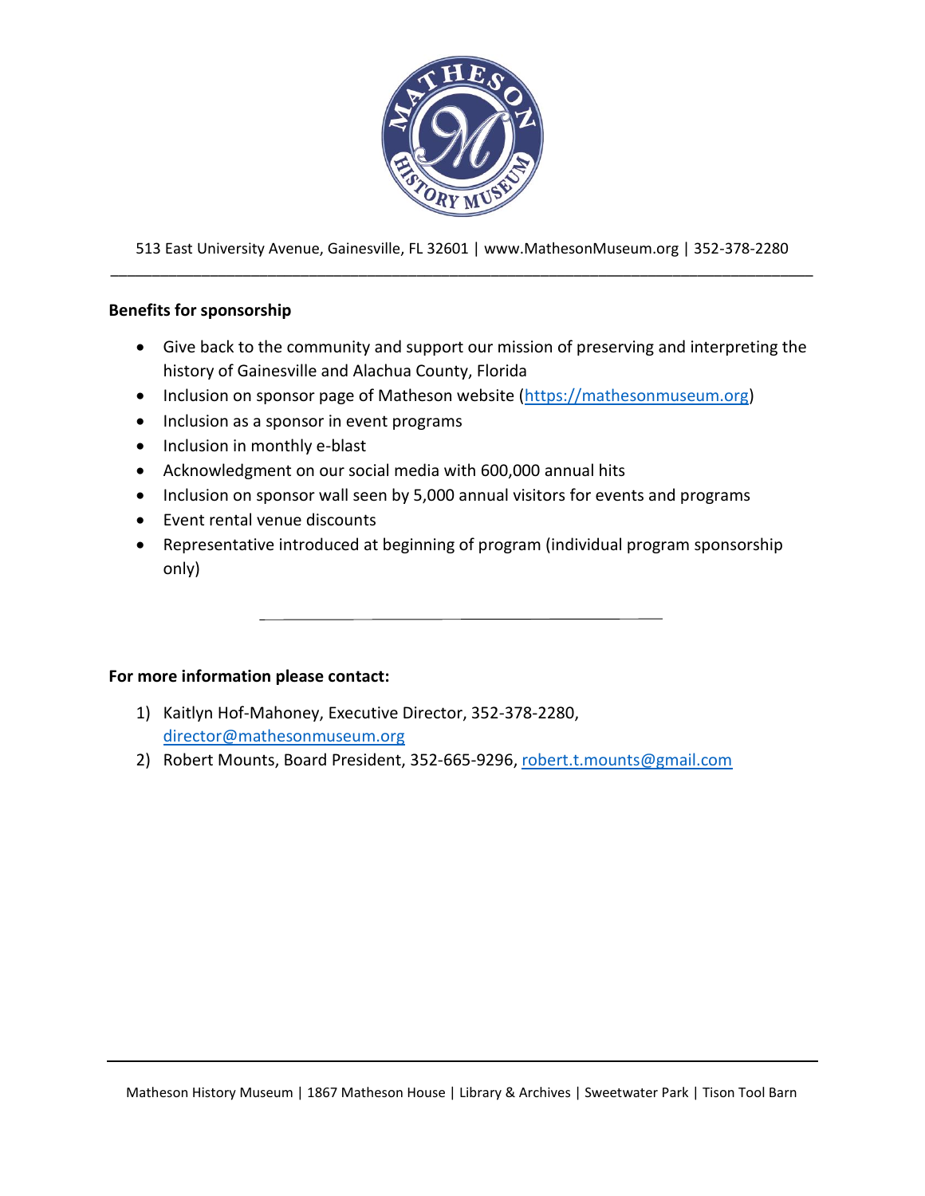513 East University Avenue, Gainesville, FL 32601 | www.MathesonMuseum.org | 352-378-2280

**Benefits for sponsorship**

- Give back to the community and support our mission of preserving and interpreting the history of Gainesville and Alachua County, Florida
- Inclusion on sponsor page of Matheson website (https://mathesonmuseum.org)
- Inclusion as a sponsor in event programs
- Inclusion in monthly e-blast
- Acknowledgment on our social media with 600,000 annual hits
- Inclusion on sponsor wall seen by 5,000 annual visitors for events and programs
- Event rental venue discounts
- Representative introduced at beginning of program (individual program sponsorship only)

**For more information please contact:**

1) Kaitlyn Hof-Mahoney, Executive Director, 352-378-2280, director@mathesonmuseum.org
2) Robert Mounts, Board President, 352-665-9296, robert.t.mounts@gmail.com

Matheson History Museum | 1867 Matheson House | Library & Archives | Sweetwater Park | Tison Tool Barn